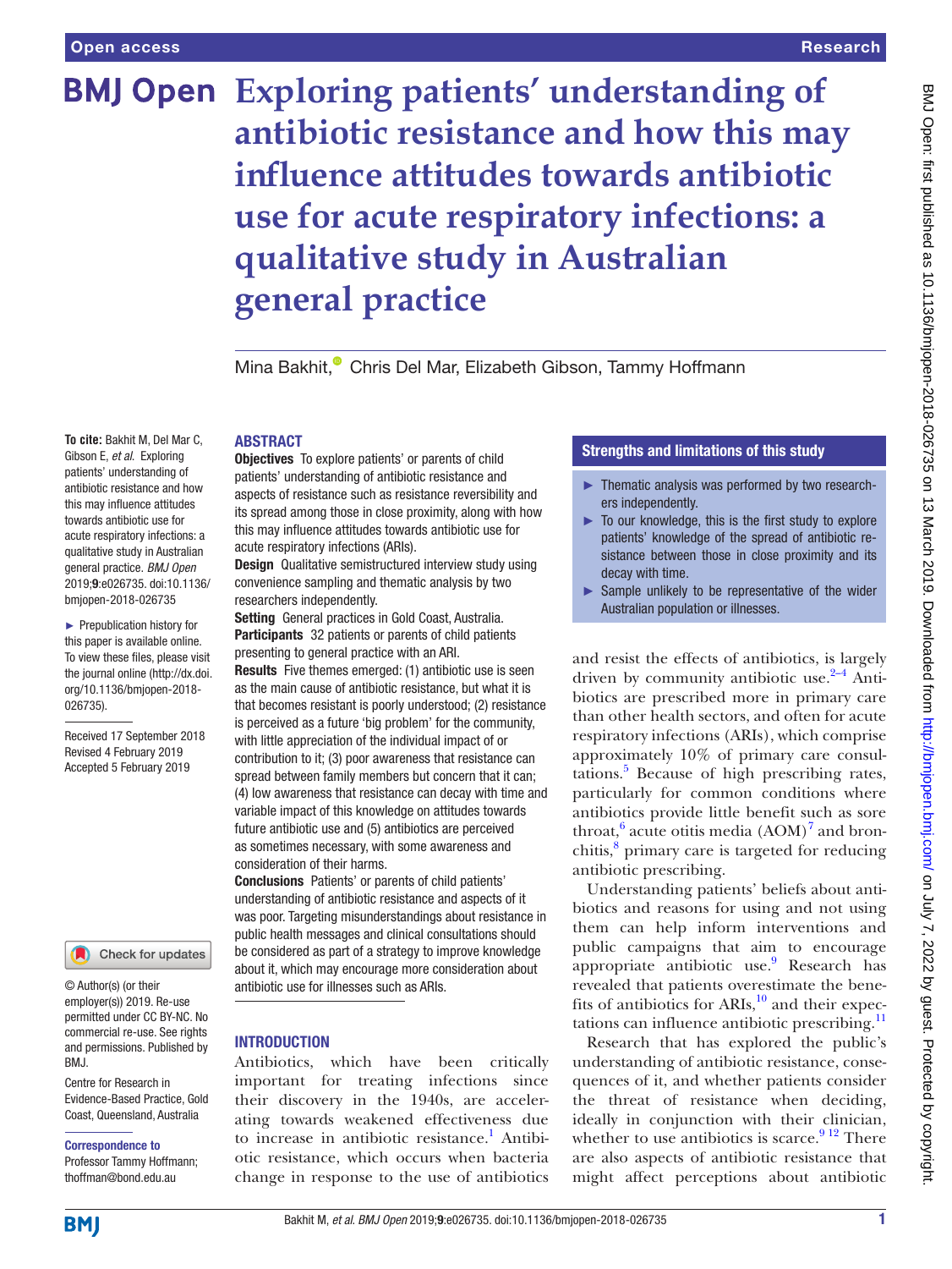# Exploring patients' understanding of antibiotic resistance and how this may influence attitudes towards antibiotic use for acute respiratory infections: a qualitative study in Australian general practice

Mina Bakhit, Chris Del Mar, Elizabeth Gibson, Tammy Hoffmann

**To cite:** Bakhit M, Del Mar C, Gibson E, *et al*. Exploring patients' understanding of antibiotic resistance and how this may influence attitudes towards antibiotic use for acute respiratory infections: a qualitative study in Australian general practice. *BMJ Open* 2019;**9**:e026735. doi:10.1136/bmjopen-2018-026735

► Prepublication history for this paper is available online. To view these files, please visit the journal online (http://dx.doi.org/10.1136/bmjopen-2018-026735).

Received 17 September 2018
Revised 4 February 2019
Accepted 5 February 2019

© Author(s) (or their employer(s)) 2019. Re-use permitted under CC BY-NC. No commercial re-use. See rights and permissions. Published by BMJ.

Centre for Research in Evidence-Based Practice, Gold Coast, Queensland, Australia

**Correspondence to**
Professor Tammy Hoffmann; thoffman@bond.edu.au

## ABSTRACT

**Objectives** To explore patients' or parents of child patients' understanding of antibiotic resistance and aspects of resistance such as resistance reversibility and its spread among those in close proximity, along with how this may influence attitudes towards antibiotic use for acute respiratory infections (ARIs).

**Design** Qualitative semistructured interview study using convenience sampling and thematic analysis by two researchers independently.

**Setting** General practices in Gold Coast, Australia.

**Participants** 32 patients or parents of child patients presenting to general practice with an ARI.

**Results** Five themes emerged: (1) antibiotic use is seen as the main cause of antibiotic resistance, but what it is that becomes resistant is poorly understood; (2) resistance is perceived as a future 'big problem' for the community, with little appreciation of the individual impact of or contribution to it; (3) poor awareness that resistance can spread between family members but concern that it can; (4) low awareness that resistance can decay with time and variable impact of this knowledge on attitudes towards future antibiotic use and (5) antibiotics are perceived as sometimes necessary, with some awareness and consideration of their harms.

**Conclusions** Patients' or parents of child patients' understanding of antibiotic resistance and aspects of it was poor. Targeting misunderstandings about resistance in public health messages and clinical consultations should be considered as part of a strategy to improve knowledge about it, which may encourage more consideration about antibiotic use for illnesses such as ARIs.

## Strengths and limitations of this study

- ► Thematic analysis was performed by two researchers independently.
- ► To our knowledge, this is the first study to explore patients' knowledge of the spread of antibiotic resistance between those in close proximity and its decay with time.
- ► Sample unlikely to be representative of the wider Australian population or illnesses.

## INTRODUCTION

Antibiotics, which have been critically important for treating infections since their discovery in the 1940s, are accelerating towards weakened effectiveness due to increase in antibiotic resistance.[1] Antibiotic resistance, which occurs when bacteria change in response to the use of antibiotics and resist the effects of antibiotics, is largely driven by community antibiotic use.[2–4] Antibiotics are prescribed more in primary care than other health sectors, and often for acute respiratory infections (ARIs), which comprise approximately 10% of primary care consultations.[5] Because of high prescribing rates, particularly for common conditions where antibiotics provide little benefit such as sore throat,[6] acute otitis media (AOM)[7] and bronchitis,[8] primary care is targeted for reducing antibiotic prescribing.

Understanding patients' beliefs about antibiotics and reasons for using and not using them can help inform interventions and public campaigns that aim to encourage appropriate antibiotic use.[9] Research has revealed that patients overestimate the benefits of antibiotics for ARIs,[10] and their expectations can influence antibiotic prescribing.[11]

Research that has explored the public's understanding of antibiotic resistance, consequences of it, and whether patients consider the threat of resistance when deciding, ideally in conjunction with their clinician, whether to use antibiotics is scarce.[9 12] There are also aspects of antibiotic resistance that might affect perceptions about antibiotic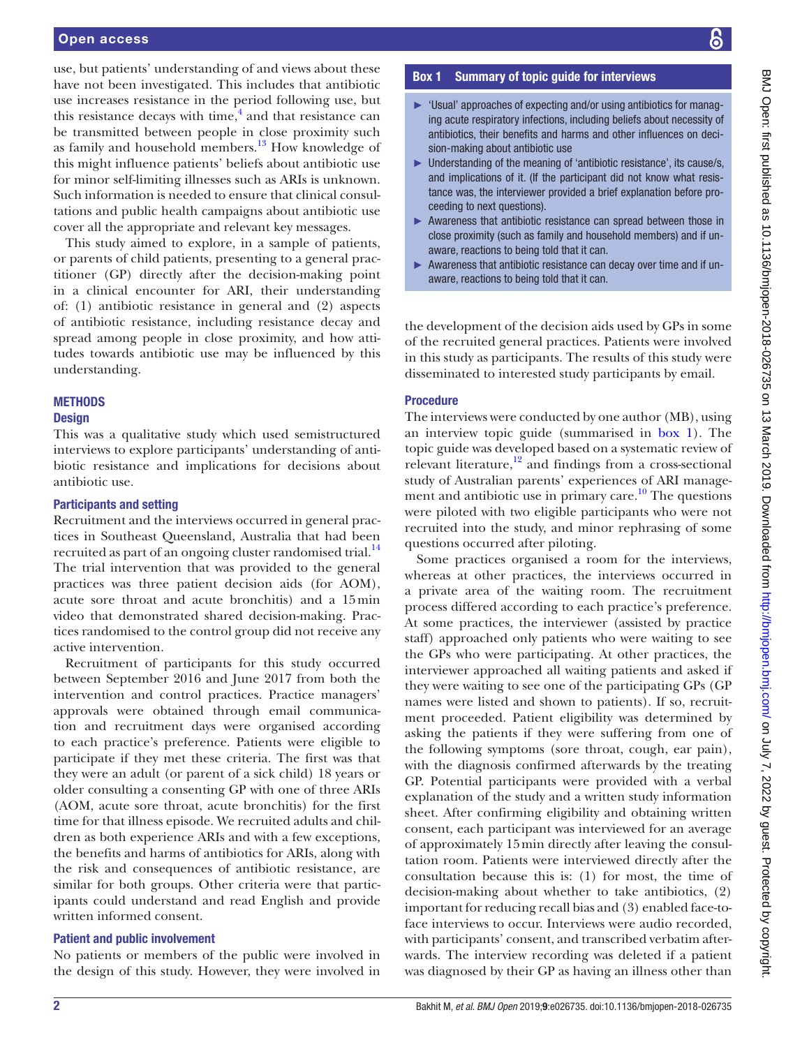use, but patients' understanding of and views about these have not been investigated. This includes that antibiotic use increases resistance in the period following use, but this resistance decays with time,[4] and that resistance can be transmitted between people in close proximity such as family and household members.[13] How knowledge of this might influence patients' beliefs about antibiotic use for minor self-limiting illnesses such as ARIs is unknown. Such information is needed to ensure that clinical consultations and public health campaigns about antibiotic use cover all the appropriate and relevant key messages.

This study aimed to explore, in a sample of patients, or parents of child patients, presenting to a general practitioner (GP) directly after the decision-making point in a clinical encounter for ARI, their understanding of: (1) antibiotic resistance in general and (2) aspects of antibiotic resistance, including resistance decay and spread among people in close proximity, and how attitudes towards antibiotic use may be influenced by this understanding.

## METHODS

### Design

This was a qualitative study which used semistructured interviews to explore participants' understanding of antibiotic resistance and implications for decisions about antibiotic use.

### Participants and setting

Recruitment and the interviews occurred in general practices in Southeast Queensland, Australia that had been recruited as part of an ongoing cluster randomised trial.[14] The trial intervention that was provided to the general practices was three patient decision aids (for AOM), acute sore throat and acute bronchitis) and a 15 min video that demonstrated shared decision-making. Practices randomised to the control group did not receive any active intervention.

Recruitment of participants for this study occurred between September 2016 and June 2017 from both the intervention and control practices. Practice managers' approvals were obtained through email communication and recruitment days were organised according to each practice's preference. Patients were eligible to participate if they met these criteria. The first was that they were an adult (or parent of a sick child) 18 years or older consulting a consenting GP with one of three ARIs (AOM, acute sore throat, acute bronchitis) for the first time for that illness episode. We recruited adults and children as both experience ARIs and with a few exceptions, the benefits and harms of antibiotics for ARIs, along with the risk and consequences of antibiotic resistance, are similar for both groups. Other criteria were that participants could understand and read English and provide written informed consent.

### Patient and public involvement

No patients or members of the public were involved in the design of this study. However, they were involved in the development of the decision aids used by GPs in some of the recruited general practices. Patients were involved in this study as participants. The results of this study were disseminated to interested study participants by email.

**Box 1 Summary of topic guide for interviews**

- 'Usual' approaches of expecting and/or using antibiotics for managing acute respiratory infections, including beliefs about necessity of antibiotics, their benefits and harms and other influences on decision-making about antibiotic use
- Understanding of the meaning of 'antibiotic resistance', its cause/s, and implications of it. (If the participant did not know what resistance was, the interviewer provided a brief explanation before proceeding to next questions).
- Awareness that antibiotic resistance can spread between those in close proximity (such as family and household members) and if unaware, reactions to being told that it can.
- Awareness that antibiotic resistance can decay over time and if unaware, reactions to being told that it can.

### Procedure

The interviews were conducted by one author (MB), using an interview topic guide (summarised in box 1). The topic guide was developed based on a systematic review of relevant literature,[12] and findings from a cross-sectional study of Australian parents' experiences of ARI management and antibiotic use in primary care.[10] The questions were piloted with two eligible participants who were not recruited into the study, and minor rephrasing of some questions occurred after piloting.

Some practices organised a room for the interviews, whereas at other practices, the interviews occurred in a private area of the waiting room. The recruitment process differed according to each practice's preference. At some practices, the interviewer (assisted by practice staff) approached only patients who were waiting to see the GPs who were participating. At other practices, the interviewer approached all waiting patients and asked if they were waiting to see one of the participating GPs (GP names were listed and shown to patients). If so, recruitment proceeded. Patient eligibility was determined by asking the patients if they were suffering from one of the following symptoms (sore throat, cough, ear pain), with the diagnosis confirmed afterwards by the treating GP. Potential participants were provided with a verbal explanation of the study and a written study information sheet. After confirming eligibility and obtaining written consent, each participant was interviewed for an average of approximately 15 min directly after leaving the consultation room. Patients were interviewed directly after the consultation because this is: (1) for most, the time of decision-making about whether to take antibiotics, (2) important for reducing recall bias and (3) enabled face-to-face interviews to occur. Interviews were audio recorded, with participants' consent, and transcribed verbatim afterwards. The interview recording was deleted if a patient was diagnosed by their GP as having an illness other than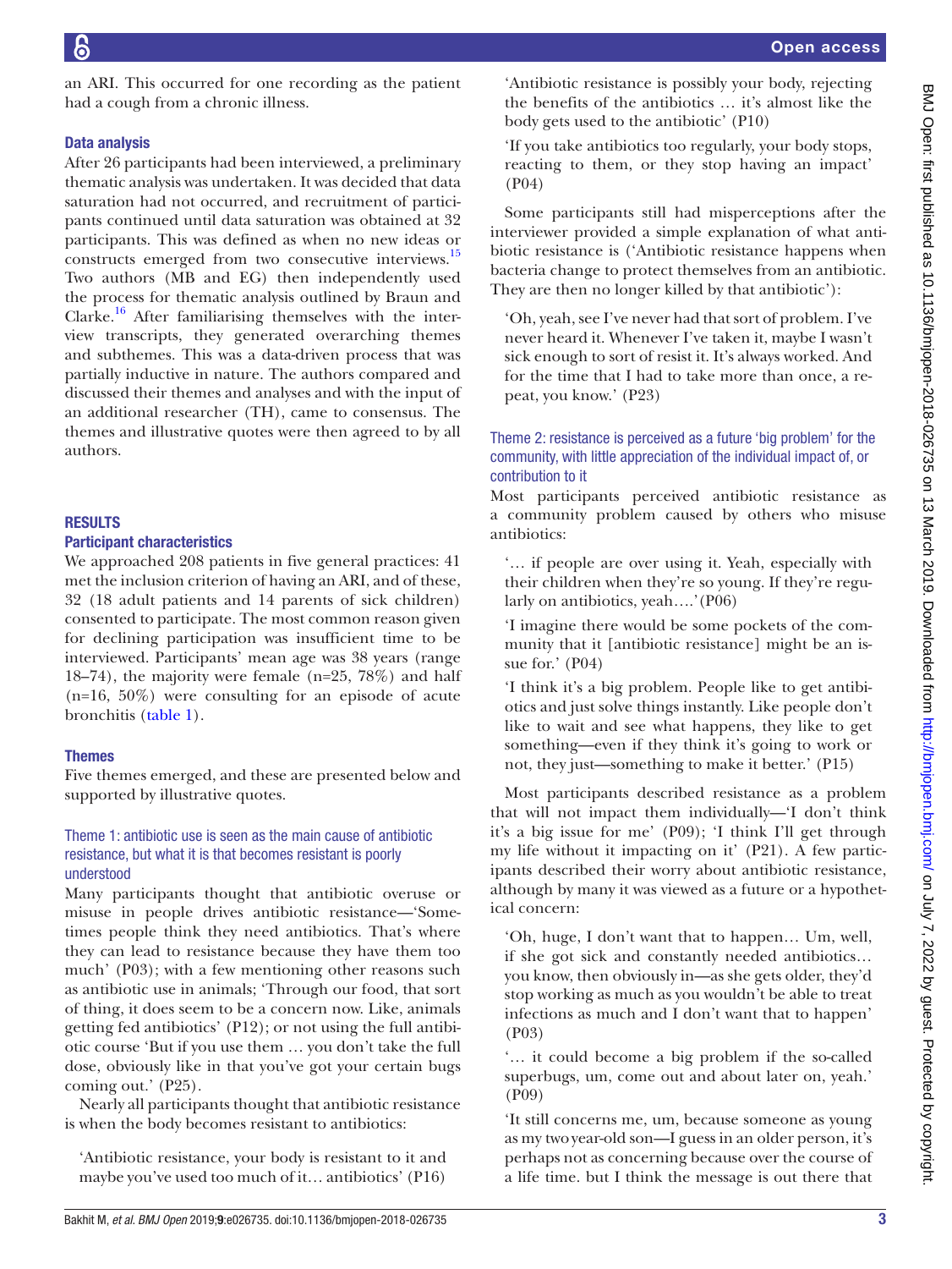an ARI. This occurred for one recording as the patient had a cough from a chronic illness.

### Data analysis

After 26 participants had been interviewed, a preliminary thematic analysis was undertaken. It was decided that data saturation had not occurred, and recruitment of participants continued until data saturation was obtained at 32 participants. This was defined as when no new ideas or constructs emerged from two consecutive interviews.[15] Two authors (MB and EG) then independently used the process for thematic analysis outlined by Braun and Clarke.[16] After familiarising themselves with the interview transcripts, they generated overarching themes and subthemes. This was a data-driven process that was partially inductive in nature. The authors compared and discussed their themes and analyses and with the input of an additional researcher (TH), came to consensus. The themes and illustrative quotes were then agreed to by all authors.

## RESULTS

### Participant characteristics

We approached 208 patients in five general practices: 41 met the inclusion criterion of having an ARI, and of these, 32 (18 adult patients and 14 parents of sick children) consented to participate. The most common reason given for declining participation was insufficient time to be interviewed. Participants' mean age was 38 years (range 18–74), the majority were female (n=25, 78%) and half (n=16, 50%) were consulting for an episode of acute bronchitis (table 1).

### Themes

Five themes emerged, and these are presented below and supported by illustrative quotes.

#### Theme 1: antibiotic use is seen as the main cause of antibiotic resistance, but what it is that becomes resistant is poorly understood

Many participants thought that antibiotic overuse or misuse in people drives antibiotic resistance—'Sometimes people think they need antibiotics. That's where they can lead to resistance because they have them too much' (P03); with a few mentioning other reasons such as antibiotic use in animals; 'Through our food, that sort of thing, it does seem to be a concern now. Like, animals getting fed antibiotics' (P12); or not using the full antibiotic course 'But if you use them … you don't take the full dose, obviously like in that you've got your certain bugs coming out.' (P25).

Nearly all participants thought that antibiotic resistance is when the body becomes resistant to antibiotics:

> 'Antibiotic resistance, your body is resistant to it and maybe you've used too much of it… antibiotics' (P16)

> 'Antibiotic resistance is possibly your body, rejecting the benefits of the antibiotics … it's almost like the body gets used to the antibiotic' (P10)

> 'If you take antibiotics too regularly, your body stops, reacting to them, or they stop having an impact' (P04)

Some participants still had misperceptions after the interviewer provided a simple explanation of what antibiotic resistance is ('Antibiotic resistance happens when bacteria change to protect themselves from an antibiotic. They are then no longer killed by that antibiotic'):

> 'Oh, yeah, see I've never had that sort of problem. I've never heard it. Whenever I've taken it, maybe I wasn't sick enough to sort of resist it. It's always worked. And for the time that I had to take more than once, a repeat, you know.' (P23)

#### Theme 2: resistance is perceived as a future 'big problem' for the community, with little appreciation of the individual impact of, or contribution to it

Most participants perceived antibiotic resistance as a community problem caused by others who misuse antibiotics:

> '… if people are over using it. Yeah, especially with their children when they're so young. If they're regularly on antibiotics, yeah….'(P06)

> 'I imagine there would be some pockets of the community that it [antibiotic resistance] might be an issue for.' (P04)

> 'I think it's a big problem. People like to get antibiotics and just solve things instantly. Like people don't like to wait and see what happens, they like to get something—even if they think it's going to work or not, they just—something to make it better.' (P15)

Most participants described resistance as a problem that will not impact them individually—'I don't think it's a big issue for me' (P09); 'I think I'll get through my life without it impacting on it' (P21). A few participants described their worry about antibiotic resistance, although by many it was viewed as a future or a hypothetical concern:

> 'Oh, huge, I don't want that to happen… Um, well, if she got sick and constantly needed antibiotics… you know, then obviously in—as she gets older, they'd stop working as much as you wouldn't be able to treat infections as much and I don't want that to happen' (P03)

> '… it could become a big problem if the so-called superbugs, um, come out and about later on, yeah.' (P09)

> 'It still concerns me, um, because someone as young as my two year-old son—I guess in an older person, it's perhaps not as concerning because over the course of a life time. but I think the message is out there that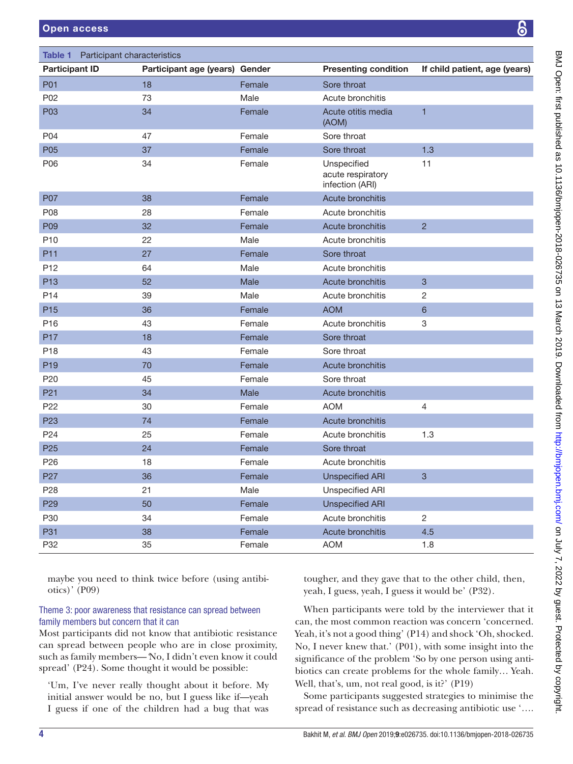**Table 1** Participant characteristics

| Participant ID | Participant age (years) | Gender | Presenting condition | If child patient, age (years) |
|---|---|---|---|---|
| P01 | 18 | Female | Sore throat | |
| P02 | 73 | Male | Acute bronchitis | |
| P03 | 34 | Female | Acute otitis media (AOM) | 1 |
| P04 | 47 | Female | Sore throat | |
| P05 | 37 | Female | Sore throat | 1.3 |
| P06 | 34 | Female | Unspecified acute respiratory infection (ARI) | 11 |
| P07 | 38 | Female | Acute bronchitis | |
| P08 | 28 | Female | Acute bronchitis | |
| P09 | 32 | Female | Acute bronchitis | 2 |
| P10 | 22 | Male | Acute bronchitis | |
| P11 | 27 | Female | Sore throat | |
| P12 | 64 | Male | Acute bronchitis | |
| P13 | 52 | Male | Acute bronchitis | 3 |
| P14 | 39 | Male | Acute bronchitis | 2 |
| P15 | 36 | Female | AOM | 6 |
| P16 | 43 | Female | Acute bronchitis | 3 |
| P17 | 18 | Female | Sore throat | |
| P18 | 43 | Female | Sore throat | |
| P19 | 70 | Female | Acute bronchitis | |
| P20 | 45 | Female | Sore throat | |
| P21 | 34 | Male | Acute bronchitis | |
| P22 | 30 | Female | AOM | 4 |
| P23 | 74 | Female | Acute bronchitis | |
| P24 | 25 | Female | Acute bronchitis | 1.3 |
| P25 | 24 | Female | Sore throat | |
| P26 | 18 | Female | Acute bronchitis | |
| P27 | 36 | Female | Unspecified ARI | 3 |
| P28 | 21 | Male | Unspecified ARI | |
| P29 | 50 | Female | Unspecified ARI | |
| P30 | 34 | Female | Acute bronchitis | 2 |
| P31 | 38 | Female | Acute bronchitis | 4.5 |
| P32 | 35 | Female | AOM | 1.8 |

maybe you need to think twice before (using antibiotics)' (P09)

### Theme 3: poor awareness that resistance can spread between family members but concern that it can

Most participants did not know that antibiotic resistance can spread between people who are in close proximity, such as family members—'No, I didn't even know it could spread' (P24). Some thought it would be possible:

> 'Um, I've never really thought about it before. My initial answer would be no, but I guess like if—yeah I guess if one of the children had a bug that was tougher, and they gave that to the other child, then, yeah, I guess, yeah, I guess it would be' (P32).

When participants were told by the interviewer that it can, the most common reaction was concern 'concerned. Yeah, it's not a good thing' (P14) and shock 'Oh, shocked. No, I never knew that.' (P01), with some insight into the significance of the problem 'So by one person using antibiotics can create problems for the whole family… Yeah. Well, that's, um, not real good, is it?' (P19)

Some participants suggested strategies to minimise the spread of resistance such as decreasing antibiotic use '….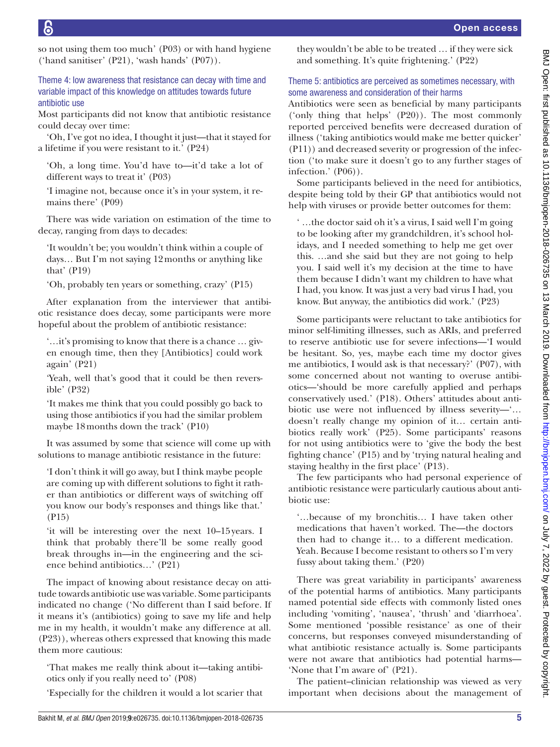so not using them too much' (P03) or with hand hygiene ('hand sanitiser' (P21), 'wash hands' (P07)).

### Theme 4: low awareness that resistance can decay with time and variable impact of this knowledge on attitudes towards future antibiotic use

Most participants did not know that antibiotic resistance could decay over time:

'Oh, I've got no idea, I thought it just—that it stayed for a lifetime if you were resistant to it.' (P24)

> 'Oh, a long time. You'd have to—it'd take a lot of different ways to treat it' (P03)

> 'I imagine not, because once it's in your system, it remains there' (P09)

There was wide variation on estimation of the time to decay, ranging from days to decades:

> 'It wouldn't be; you wouldn't think within a couple of days… But I'm not saying 12 months or anything like that' (P19)

> 'Oh, probably ten years or something, crazy' (P15)

After explanation from the interviewer that antibiotic resistance does decay, some participants were more hopeful about the problem of antibiotic resistance:

> '…it's promising to know that there is a chance … given enough time, then they [Antibiotics] could work again' (P21)

> 'Yeah, well that's good that it could be then reversible' (P32)

> 'It makes me think that you could possibly go back to using those antibiotics if you had the similar problem maybe 18 months down the track' (P10)

It was assumed by some that science will come up with solutions to manage antibiotic resistance in the future:

> 'I don't think it will go away, but I think maybe people are coming up with different solutions to fight it rather than antibiotics or different ways of switching off you know our body's responses and things like that.' (P15)

> 'it will be interesting over the next 10–15 years. I think that probably there'll be some really good break throughs in—in the engineering and the science behind antibiotics…' (P21)

The impact of knowing about resistance decay on attitude towards antibiotic use was variable. Some participants indicated no change ('No different than I said before. If it means it's (antibiotics) going to save my life and help me in my health, it wouldn't make any difference at all. (P23)), whereas others expressed that knowing this made them more cautious:

> 'That makes me really think about it—taking antibiotics only if you really need to' (P08)

> 'Especially for the children it would a lot scarier that they wouldn't be able to be treated … if they were sick and something. It's quite frightening.' (P22)

### Theme 5: antibiotics are perceived as sometimes necessary, with some awareness and consideration of their harms

Antibiotics were seen as beneficial by many participants ('only thing that helps' (P20)). The most commonly reported perceived benefits were decreased duration of illness ('taking antibiotics would make me better quicker' (P11)) and decreased severity or progression of the infection ('to make sure it doesn't go to any further stages of infection.' (P06)).

Some participants believed in the need for antibiotics, despite being told by their GP that antibiotics would not help with viruses or provide better outcomes for them:

> ' …the doctor said oh it's a virus, I said well I'm going to be looking after my grandchildren, it's school holidays, and I needed something to help me get over this. …and she said but they are not going to help you. I said well it's my decision at the time to have them because I didn't want my children to have what I had, you know. It was just a very bad virus I had, you know. But anyway, the antibiotics did work.' (P23)

Some participants were reluctant to take antibiotics for minor self-limiting illnesses, such as ARIs, and preferred to reserve antibiotic use for severe infections—'I would be hesitant. So, yes, maybe each time my doctor gives me antibiotics, I would ask is that necessary?' (P07), with some concerned about not wanting to overuse antibiotics—'should be more carefully applied and perhaps conservatively used.' (P18). Others' attitudes about antibiotic use were not influenced by illness severity—'… doesn't really change my opinion of it… certain antibiotics really work' (P25). Some participants' reasons for not using antibiotics were to 'give the body the best fighting chance' (P15) and by 'trying natural healing and staying healthy in the first place' (P13).

The few participants who had personal experience of antibiotic resistance were particularly cautious about antibiotic use:

> '…because of my bronchitis… I have taken other medications that haven't worked. The—the doctors then had to change it… to a different medication. Yeah. Because I become resistant to others so I'm very fussy about taking them.' (P20)

There was great variability in participants' awareness of the potential harms of antibiotics. Many participants named potential side effects with commonly listed ones including 'vomiting', 'nausea', 'thrush' and 'diarrhoea'. Some mentioned 'possible resistance' as one of their concerns, but responses conveyed misunderstanding of what antibiotic resistance actually is. Some participants were not aware that antibiotics had potential harms—'None that I'm aware of' (P21).

The patient–clinician relationship was viewed as very important when decisions about the management of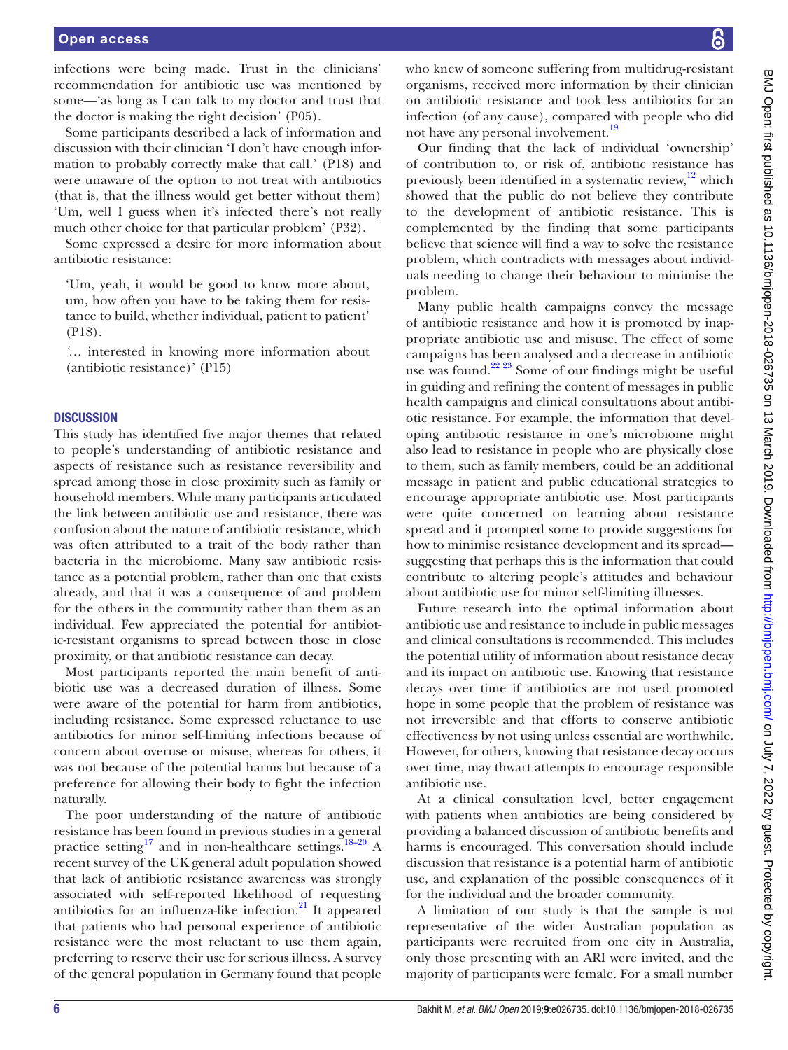infections were being made. Trust in the clinicians' recommendation for antibiotic use was mentioned by some—'as long as I can talk to my doctor and trust that the doctor is making the right decision' (P05).

Some participants described a lack of information and discussion with their clinician 'I don't have enough information to probably correctly make that call.' (P18) and were unaware of the option to not treat with antibiotics (that is, that the illness would get better without them) 'Um, well I guess when it's infected there's not really much other choice for that particular problem' (P32).

Some expressed a desire for more information about antibiotic resistance:

> 'Um, yeah, it would be good to know more about, um, how often you have to be taking them for resistance to build, whether individual, patient to patient' (P18).

> '… interested in knowing more information about (antibiotic resistance)' (P15)

## DISCUSSION

This study has identified five major themes that related to people's understanding of antibiotic resistance and aspects of resistance such as resistance reversibility and spread among those in close proximity such as family or household members. While many participants articulated the link between antibiotic use and resistance, there was confusion about the nature of antibiotic resistance, which was often attributed to a trait of the body rather than bacteria in the microbiome. Many saw antibiotic resistance as a potential problem, rather than one that exists already, and that it was a consequence of and problem for the others in the community rather than them as an individual. Few appreciated the potential for antibiotic-resistant organisms to spread between those in close proximity, or that antibiotic resistance can decay.

Most participants reported the main benefit of antibiotic use was a decreased duration of illness. Some were aware of the potential for harm from antibiotics, including resistance. Some expressed reluctance to use antibiotics for minor self-limiting infections because of concern about overuse or misuse, whereas for others, it was not because of the potential harms but because of a preference for allowing their body to fight the infection naturally.

The poor understanding of the nature of antibiotic resistance has been found in previous studies in a general practice setting[17] and in non-healthcare settings.[18–20] A recent survey of the UK general adult population showed that lack of antibiotic resistance awareness was strongly associated with self-reported likelihood of requesting antibiotics for an influenza-like infection.[21] It appeared that patients who had personal experience of antibiotic resistance were the most reluctant to use them again, preferring to reserve their use for serious illness. A survey of the general population in Germany found that people who knew of someone suffering from multidrug-resistant organisms, received more information by their clinician on antibiotic resistance and took less antibiotics for an infection (of any cause), compared with people who did not have any personal involvement.[19]

Our finding that the lack of individual 'ownership' of contribution to, or risk of, antibiotic resistance has previously been identified in a systematic review,[12] which showed that the public do not believe they contribute to the development of antibiotic resistance. This is complemented by the finding that some participants believe that science will find a way to solve the resistance problem, which contradicts with messages about individuals needing to change their behaviour to minimise the problem.

Many public health campaigns convey the message of antibiotic resistance and how it is promoted by inappropriate antibiotic use and misuse. The effect of some campaigns has been analysed and a decrease in antibiotic use was found.[22 23] Some of our findings might be useful in guiding and refining the content of messages in public health campaigns and clinical consultations about antibiotic resistance. For example, the information that developing antibiotic resistance in one's microbiome might also lead to resistance in people who are physically close to them, such as family members, could be an additional message in patient and public educational strategies to encourage appropriate antibiotic use. Most participants were quite concerned on learning about resistance spread and it prompted some to provide suggestions for how to minimise resistance development and its spread—suggesting that perhaps this is the information that could contribute to altering people's attitudes and behaviour about antibiotic use for minor self-limiting illnesses.

Future research into the optimal information about antibiotic use and resistance to include in public messages and clinical consultations is recommended. This includes the potential utility of information about resistance decay and its impact on antibiotic use. Knowing that resistance decays over time if antibiotics are not used promoted hope in some people that the problem of resistance was not irreversible and that efforts to conserve antibiotic effectiveness by not using unless essential are worthwhile. However, for others, knowing that resistance decay occurs over time, may thwart attempts to encourage responsible antibiotic use.

At a clinical consultation level, better engagement with patients when antibiotics are being considered by providing a balanced discussion of antibiotic benefits and harms is encouraged. This conversation should include discussion that resistance is a potential harm of antibiotic use, and explanation of the possible consequences of it for the individual and the broader community.

A limitation of our study is that the sample is not representative of the wider Australian population as participants were recruited from one city in Australia, only those presenting with an ARI were invited, and the majority of participants were female. For a small number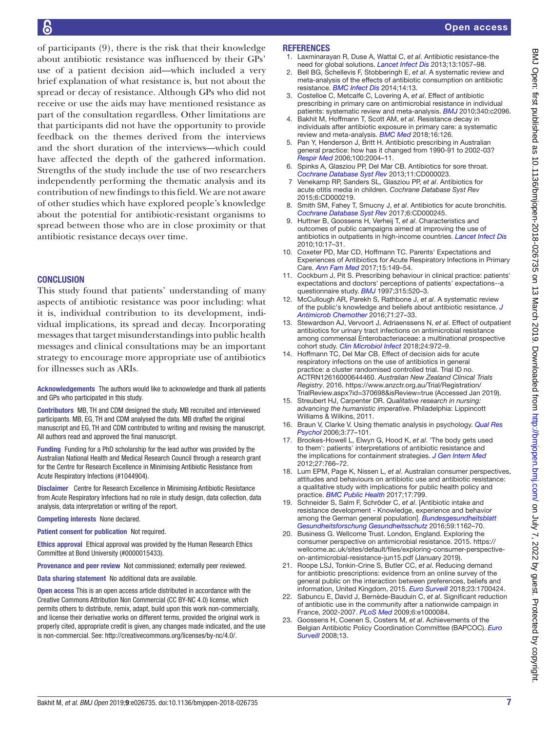of participants (9), there is the risk that their knowledge about antibiotic resistance was influenced by their GPs' use of a patient decision aid—which included a very brief explanation of what resistance is, but not about the spread or decay of resistance. Although GPs who did not receive or use the aids may have mentioned resistance as part of the consultation regardless. Other limitations are that participants did not have the opportunity to provide feedback on the themes derived from the interviews and the short duration of the interviews—which could have affected the depth of the gathered information. Strengths of the study include the use of two researchers independently performing the thematic analysis and its contribution of new findings to this field. We are not aware of other studies which have explored people's knowledge about the potential for antibiotic-resistant organisms to spread between those who are in close proximity or that antibiotic resistance decays over time.

## CONCLUSION

This study found that patients' understanding of many aspects of antibiotic resistance was poor including: what it is, individual contribution to its development, individual implications, its spread and decay. Incorporating messages that target misunderstandings into public health messages and clinical consultations may be an important strategy to encourage more appropriate use of antibiotics for illnesses such as ARIs.

**Acknowledgements** The authors would like to acknowledge and thank all patients and GPs who participated in this study.

**Contributors** MB, TH and CDM designed the study. MB recruited and interviewed participants. MB, EG, TH and CDM analysed the data. MB drafted the original manuscript and EG, TH and CDM contributed to writing and revising the manuscript. All authors read and approved the final manuscript.

**Funding** Funding for a PhD scholarship for the lead author was provided by the Australian National Health and Medical Research Council through a research grant for the Centre for Research Excellence in Minimising Antibiotic Resistance from Acute Respiratory Infections (#1044904).

**Disclaimer** Centre for Research Excellence in Minimising Antibiotic Resistance from Acute Respiratory Infections had no role in study design, data collection, data analysis, data interpretation or writing of the report.

**Competing interests** None declared.

**Patient consent for publication** Not required.

**Ethics approval** Ethical approval was provided by the Human Research Ethics Committee at Bond University (#0000015433).

**Provenance and peer review** Not commissioned; externally peer reviewed.

**Data sharing statement** No additional data are available.

**Open access** This is an open access article distributed in accordance with the Creative Commons Attribution Non Commercial (CC BY-NC 4.0) license, which permits others to distribute, remix, adapt, build upon this work non-commercially, and license their derivative works on different terms, provided the original work is properly cited, appropriate credit is given, any changes made indicated, and the use is non-commercial. See: http://creativecommons.org/licenses/by-nc/4.0/.

## REFERENCES

1. Laxminarayan R, Duse A, Wattal C, *et al*. Antibiotic resistance-the need for global solutions. *Lancet Infect Dis* 2013;13:1057–98.
2. Bell BG, Schellevis F, Stobberingh E, *et al*. A systematic review and meta-analysis of the effects of antibiotic consumption on antibiotic resistance. *BMC Infect Dis* 2014;14:13.
3. Costelloe C, Metcalfe C, Lovering A, *et al*. Effect of antibiotic prescribing in primary care on antimicrobial resistance in individual patients: systematic review and meta-analysis. *BMJ* 2010;340:c2096.
4. Bakhit M, Hoffmann T, Scott AM, *et al*. Resistance decay in individuals after antibiotic exposure in primary care: a systematic review and meta-analysis. *BMC Med* 2018;16:126.
5. Pan Y, Henderson J, Britt H. Antibiotic prescribing in Australian general practice: how has it changed from 1990-91 to 2002-03? *Respir Med* 2006;100:2004–11.
6. Spinks A, Glasziou PP, Del Mar CB. Antibiotics for sore throat. *Cochrane Database Syst Rev* 2013;11:CD000023.
7. Venekamp RP, Sanders SL, Glasziou PP, *et al*. Antibiotics for acute otitis media in children. *Cochrane Database Syst Rev* 2015;6:CD000219.
8. Smith SM, Fahey T, Smucny J, *et al*. Antibiotics for acute bronchitis. *Cochrane Database Syst Rev* 2017;6:CD000245.
9. Huttner B, Goossens H, Verheij T, *et al*. Characteristics and outcomes of public campaigns aimed at improving the use of antibiotics in outpatients in high-income countries. *Lancet Infect Dis* 2010;10:17–31.
10. Coxeter PD, Mar CD, Hoffmann TC. Parents' Expectations and Experiences of Antibiotics for Acute Respiratory Infections in Primary Care. *Ann Fam Med* 2017;15:149–54.
11. Cockburn J, Pit S. Prescribing behaviour in clinical practice: patients' expectations and doctors' perceptions of patients' expectations--a questionnaire study. *BMJ* 1997;315:520–3.
12. McCullough AR, Parekh S, Rathbone J, *et al*. A systematic review of the public's knowledge and beliefs about antibiotic resistance. *J Antimicrob Chemother* 2016;71:27–33.
13. Stewardson AJ, Vervoort J, Adriaenssens N, *et al*. Effect of outpatient antibiotics for urinary tract infections on antimicrobial resistance among commensal Enterobacteriaceae: a multinational prospective cohort study. *Clin Microbiol Infect* 2018;24:972–9.
14. Hoffmann TC, Del Mar CB. Effect of decision aids for acute respiratory infections on the use of antibiotics in general practice: a cluster randomised controlled trial. Trial ID no. ACTRN12616000644460. *Australian New Zealand Clinical Trials Registry*. 2016. https://www.anzctr.org.au/Trial/Registration/TrialReview.aspx?id=370698&isReview=true (Accessed Jan 2019).
15. Streubert HJ, Carpenter DR. *Qualitative research in nursing: advancing the humanistic imperative*. Philadelphia: Lippincott Williams & Wilkins, 2011.
16. Braun V, Clarke V. Using thematic analysis in psychology. *Qual Res Psychol* 2006;3:77–101.
17. Brookes-Howell L, Elwyn G, Hood K, *et al*. 'The body gets used to them': patients' interpretations of antibiotic resistance and the implications for containment strategies. *J Gen Intern Med* 2012;27:766–72.
18. Lum EPM, Page K, Nissen L, *et al*. Australian consumer perspectives, attitudes and behaviours on antibiotic use and antibiotic resistance: a qualitative study with implications for public health policy and practice. *BMC Public Health* 2017;17:799.
19. Schneider S, Salm F, Schröder C, *et al*. [Antibiotic intake and resistance development - Knowledge, experience and behavior among the German general population]. *Bundesgesundheitsblatt Gesundheitsforschung Gesundheitsschutz* 2016;59:1162–70.
20. Business G. Wellcome Trust. London, England. Exploring the consumer perspective on antimicrobial resistance. 2015. https://wellcome.ac.uk/sites/default/files/exploring-consumer-perspective-on-antimicrobial-resistance-jun15.pdf (January 2019).
21. Roope LSJ, Tonkin-Crine S, Butler CC, *et al*. Reducing demand for antibiotic prescriptions: evidence from an online survey of the general public on the interaction between preferences, beliefs and information, United Kingdom, 2015. *Euro Surveill* 2018;23:1700424.
22. Sabuncu E, David J, Bernède-Bauduin C, *et al*. Significant reduction of antibiotic use in the community after a nationwide campaign in France, 2002-2007. *PLoS Med* 2009;6:e1000084.
23. Goossens H, Coenen S, Costers M, *et al*. Achievements of the Belgian Antibiotic Policy Coordination Committee (BAPCOC). *Euro Surveill* 2008;13.